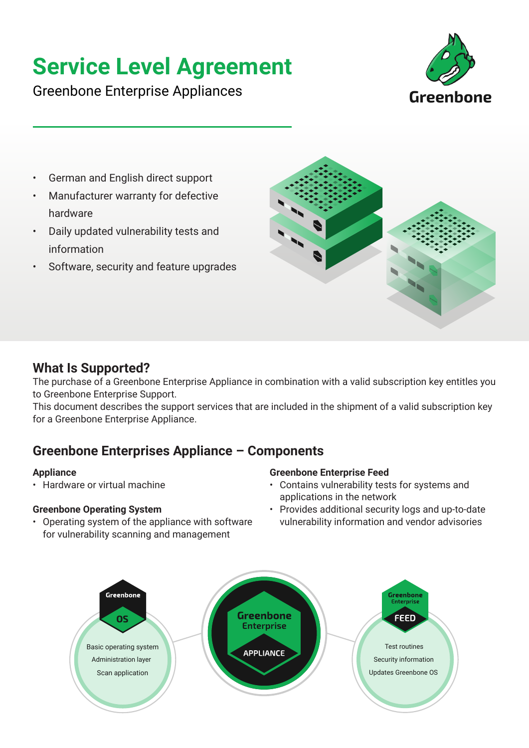# Service Level Agreement

Greenbone Enterprise Appliances

- German and English direct support
- Manufacturer warranty for defective hardware
- Daily updated vulnerability tests and information
- Software, security and feature upgrades

## What Is Supported?

The purchase of a Greenbone Enterprise Appliance in combination with a valid subscription key entitles you to Greenbone Enterprise Support.
This document describes the support services that are included in the shipment of a valid subscription key for a Greenbone Enterprise Appliance.

## Greenbone Enterprises Appliance – Components

**Appliance**

- Hardware or virtual machine

**Greenbone Operating System**

- Operating system of the appliance with software for vulnerability scanning and management

**Greenbone Enterprise Feed**

- Contains vulnerability tests for systems and applications in the network
- Provides additional security logs and up-to-date vulnerability information and vendor advisories

Greenbone OS

Basic operating system
Administration layer
Scan application

Greenbone Enterprise APPLIANCE

Greenbone Enterprise FEED

Test routines
Security information
Updates Greenbone OS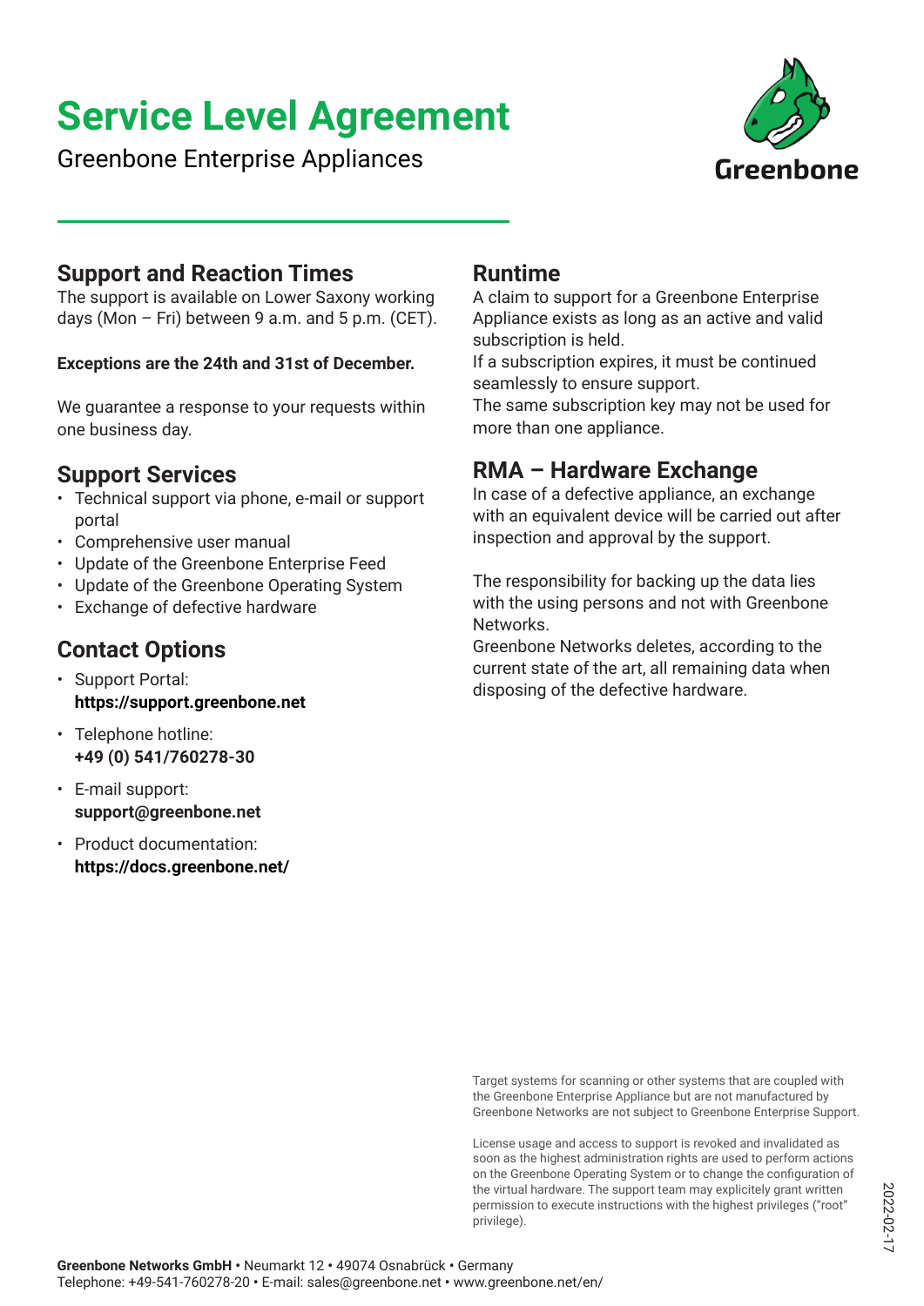# Service Level Agreement

Greenbone Enterprise Appliances

Greenbone

## Support and Reaction Times

The support is available on Lower Saxony working days (Mon – Fri) between 9 a.m. and 5 p.m. (CET).

**Exceptions are the 24th and 31st of December.**

We guarantee a response to your requests within one business day.

## Support Services

- Technical support via phone, e-mail or support portal
- Comprehensive user manual
- Update of the Greenbone Enterprise Feed
- Update of the Greenbone Operating System
- Exchange of defective hardware

## Contact Options

- Support Portal:  
  **https://support.greenbone.net**
- Telephone hotline:  
  **+49 (0) 541/760278-30**
- E-mail support:  
  **support@greenbone.net**
- Product documentation:  
  **https://docs.greenbone.net/**

## Runtime

A claim to support for a Greenbone Enterprise Appliance exists as long as an active and valid subscription is held.

If a subscription expires, it must be continued seamlessly to ensure support.

The same subscription key may not be used for more than one appliance.

## RMA – Hardware Exchange

In case of a defective appliance, an exchange with an equivalent device will be carried out after inspection and approval by the support.

The responsibility for backing up the data lies with the using persons and not with Greenbone Networks.

Greenbone Networks deletes, according to the current state of the art, all remaining data when disposing of the defective hardware.

Target systems for scanning or other systems that are coupled with the Greenbone Enterprise Appliance but are not manufactured by Greenbone Networks are not subject to Greenbone Enterprise Support.

License usage and access to support is revoked and invalidated as soon as the highest administration rights are used to perform actions on the Greenbone Operating System or to change the configuration of the virtual hardware. The support team may explicitely grant written permission to execute instructions with the highest privileges ("root" privilege).

2022-02-17

**Greenbone Networks GmbH** • Neumarkt 12 • 49074 Osnabrück • Germany  
Telephone: +49-541-760278-20 • E-mail: sales@greenbone.net • www.greenbone.net/en/